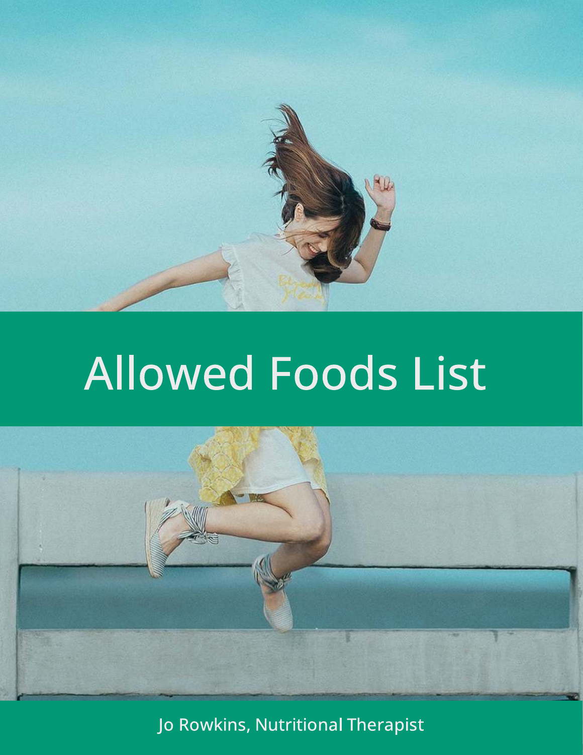# Allowed Foods List

Jo Rowkins, Nutritional Therapist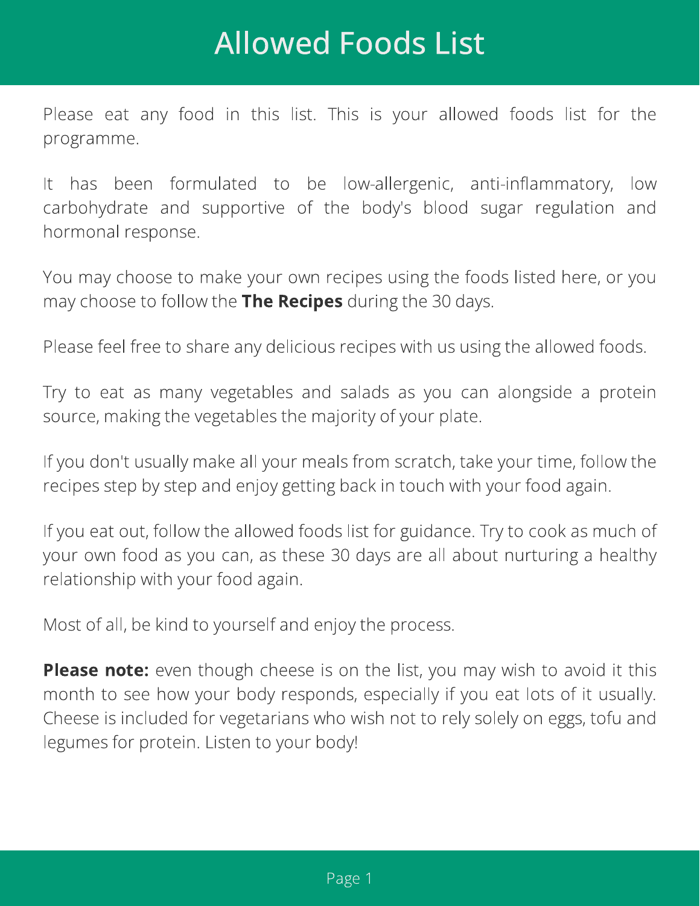# Allowed Foods List

Please eat any food in this list. This is your allowed foods list for the programme.

It has been formulated to be low-allergenic, anti-inflammatory, low carbohydrate and supportive of the body's blood sugar regulation and hormonal response.

You may choose to make your own recipes using the foods listed here, or you may choose to follow the **The Recipes** during the 30 days.

Please feel free to share any delicious recipes with us using the allowed foods.

Try to eat as many vegetables and salads as you can alongside a protein source, making the vegetables the majority of your plate.

If you don't usually make all your meals from scratch, take your time, follow the recipes step by step and enjoy getting back in touch with your food again.

If you eat out, follow the allowed foods list for guidance. Try to cook as much of your own food as you can, as these 30 days are all about nurturing a healthy relationship with your food again.

Most of all, be kind to yourself and enjoy the process.

**Please note:** even though cheese is on the list, you may wish to avoid it this month to see how your body responds, especially if you eat lots of it usually. Cheese is included for vegetarians who wish not to rely solely on eggs, tofu and legumes for protein. Listen to your body!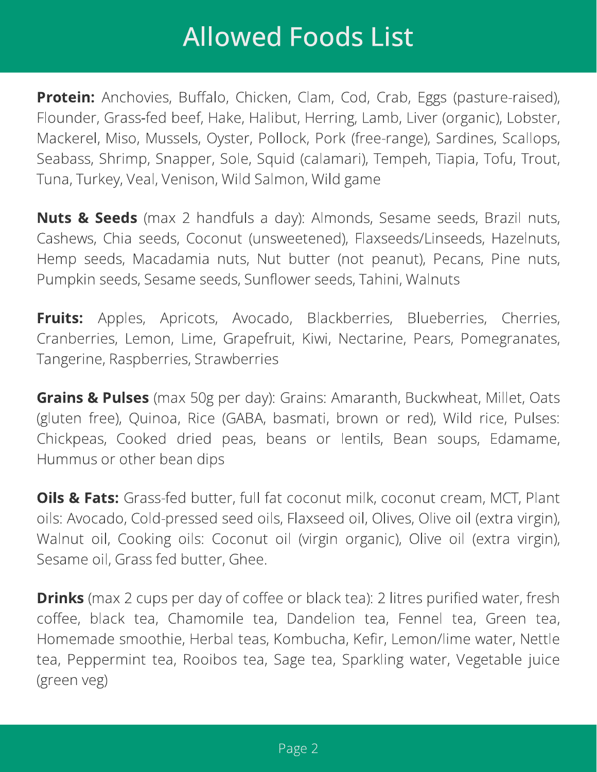# Allowed Foods List

**Protein:** Anchovies, Buffalo, Chicken, Clam, Cod, Crab, Eggs (pasture-raised), Flounder, Grass-fed beef, Hake, Halibut, Herring, Lamb, Liver (organic), Lobster, Mackerel, Miso, Mussels, Oyster, Pollock, Pork (free-range), Sardines, Scallops, Seabass, Shrimp, Snapper, Sole, Squid (calamari), Tempeh, Tiapia, Tofu, Trout, Tuna, Turkey, Veal, Venison, Wild Salmon, Wild game

**Nuts & Seeds** (max 2 handfuls a day): Almonds, Sesame seeds, Brazil nuts, Cashews, Chia seeds, Coconut (unsweetened), Flaxseeds/Linseeds, Hazelnuts, Hemp seeds, Macadamia nuts, Nut butter (not peanut), Pecans, Pine nuts, Pumpkin seeds, Sesame seeds, Sunflower seeds, Tahini, Walnuts

**Fruits:** Apples, Apricots, Avocado, Blackberries, Blueberries, Cherries, Cranberries, Lemon, Lime, Grapefruit, Kiwi, Nectarine, Pears, Pomegranates, Tangerine, Raspberries, Strawberries

**Grains & Pulses** (max 50g per day): Grains: Amaranth, Buckwheat, Millet, Oats (gluten free), Quinoa, Rice (GABA, basmati, brown or red), Wild rice, Pulses: Chickpeas, Cooked dried peas, beans or lentils, Bean soups, Edamame, Hummus or other bean dips

**Oils & Fats:** Grass-fed butter, full fat coconut milk, coconut cream, MCT, Plant oils: Avocado, Cold-pressed seed oils, Flaxseed oil, Olives, Olive oil (extra virgin), Walnut oil, Cooking oils: Coconut oil (virgin organic), Olive oil (extra virgin), Sesame oil, Grass fed butter, Ghee.

**Drinks** (max 2 cups per day of coffee or black tea): 2 litres purified water, fresh coffee, black tea, Chamomile tea, Dandelion tea, Fennel tea, Green tea, Homemade smoothie, Herbal teas, Kombucha, Kefir, Lemon/lime water, Nettle tea, Peppermint tea, Rooibos tea, Sage tea, Sparkling water, Vegetable juice (green veg)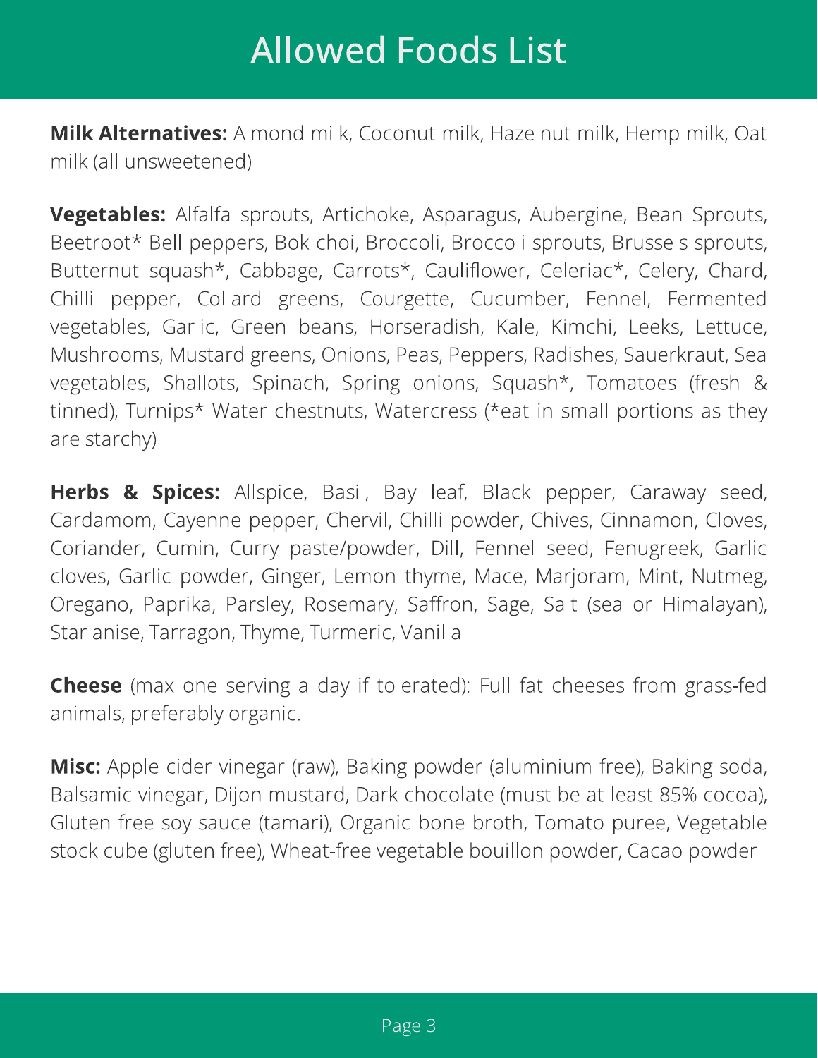# Allowed Foods List

**Milk Alternatives:** Almond milk, Coconut milk, Hazelnut milk, Hemp milk, Oat milk (all unsweetened)

**Vegetables:** Alfalfa sprouts, Artichoke, Asparagus, Aubergine, Bean Sprouts, Beetroot* Bell peppers, Bok choi, Broccoli, Broccoli sprouts, Brussels sprouts, Butternut squash*, Cabbage, Carrots*, Cauliflower, Celeriac*, Celery, Chard, Chilli pepper, Collard greens, Courgette, Cucumber, Fennel, Fermented vegetables, Garlic, Green beans, Horseradish, Kale, Kimchi, Leeks, Lettuce, Mushrooms, Mustard greens, Onions, Peas, Peppers, Radishes, Sauerkraut, Sea vegetables, Shallots, Spinach, Spring onions, Squash*, Tomatoes (fresh & tinned), Turnips* Water chestnuts, Watercress (*eat in small portions as they are starchy)

**Herbs & Spices:** Allspice, Basil, Bay leaf, Black pepper, Caraway seed, Cardamom, Cayenne pepper, Chervil, Chilli powder, Chives, Cinnamon, Cloves, Coriander, Cumin, Curry paste/powder, Dill, Fennel seed, Fenugreek, Garlic cloves, Garlic powder, Ginger, Lemon thyme, Mace, Marjoram, Mint, Nutmeg, Oregano, Paprika, Parsley, Rosemary, Saffron, Sage, Salt (sea or Himalayan), Star anise, Tarragon, Thyme, Turmeric, Vanilla

**Cheese** (max one serving a day if tolerated): Full fat cheeses from grass-fed animals, preferably organic.

**Misc:** Apple cider vinegar (raw), Baking powder (aluminium free), Baking soda, Balsamic vinegar, Dijon mustard, Dark chocolate (must be at least 85% cocoa), Gluten free soy sauce (tamari), Organic bone broth, Tomato puree, Vegetable stock cube (gluten free), Wheat-free vegetable bouillon powder, Cacao powder